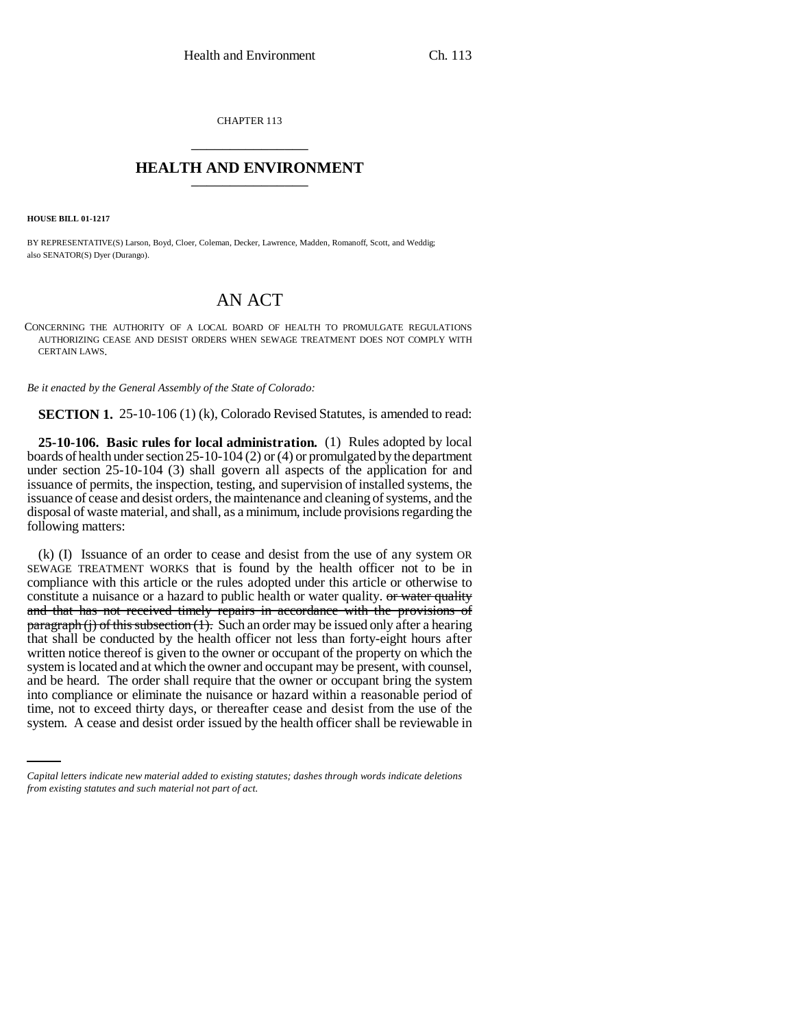CHAPTER 113

## HEALTH AND ENVIRONMENT

**HOUSE BILL 01-1217**

BY REPRESENTATIVE(S) Larson, Boyd, Cloer, Coleman, Decker, Lawrence, Madden, Romanoff, Scott, and Weddig; also SENATOR(S) Dyer (Durango).

# AN ACT

CONCERNING THE AUTHORITY OF A LOCAL BOARD OF HEALTH TO PROMULGATE REGULATIONS AUTHORIZING CEASE AND DESIST ORDERS WHEN SEWAGE TREATMENT DOES NOT COMPLY WITH CERTAIN LAWS.

*Be it enacted by the General Assembly of the State of Colorado:*

**SECTION 1.** 25-10-106 (1) (k), Colorado Revised Statutes, is amended to read:

**25-10-106. Basic rules for local administration.** (1) Rules adopted by local boards of health under section 25-10-104 (2) or (4) or promulgated by the department under section 25-10-104 (3) shall govern all aspects of the application for and issuance of permits, the inspection, testing, and supervision of installed systems, the issuance of cease and desist orders, the maintenance and cleaning of systems, and the disposal of waste material, and shall, as a minimum, include provisions regarding the following matters:

(k) (I) Issuance of an order to cease and desist from the use of any system OR SEWAGE TREATMENT WORKS that is found by the health officer not to be in compliance with this article or the rules adopted under this article or otherwise to constitute a nuisance or a hazard to public health or water quality. ~~or water quality and that has not received timely repairs in accordance with the provisions of paragraph (j) of this subsection (1).~~ Such an order may be issued only after a hearing that shall be conducted by the health officer not less than forty-eight hours after written notice thereof is given to the owner or occupant of the property on which the system is located and at which the owner and occupant may be present, with counsel, and be heard. The order shall require that the owner or occupant bring the system into compliance or eliminate the nuisance or hazard within a reasonable period of time, not to exceed thirty days, or thereafter cease and desist from the use of the system. A cease and desist order issued by the health officer shall be reviewable in

*Capital letters indicate new material added to existing statutes; dashes through words indicate deletions from existing statutes and such material not part of act.*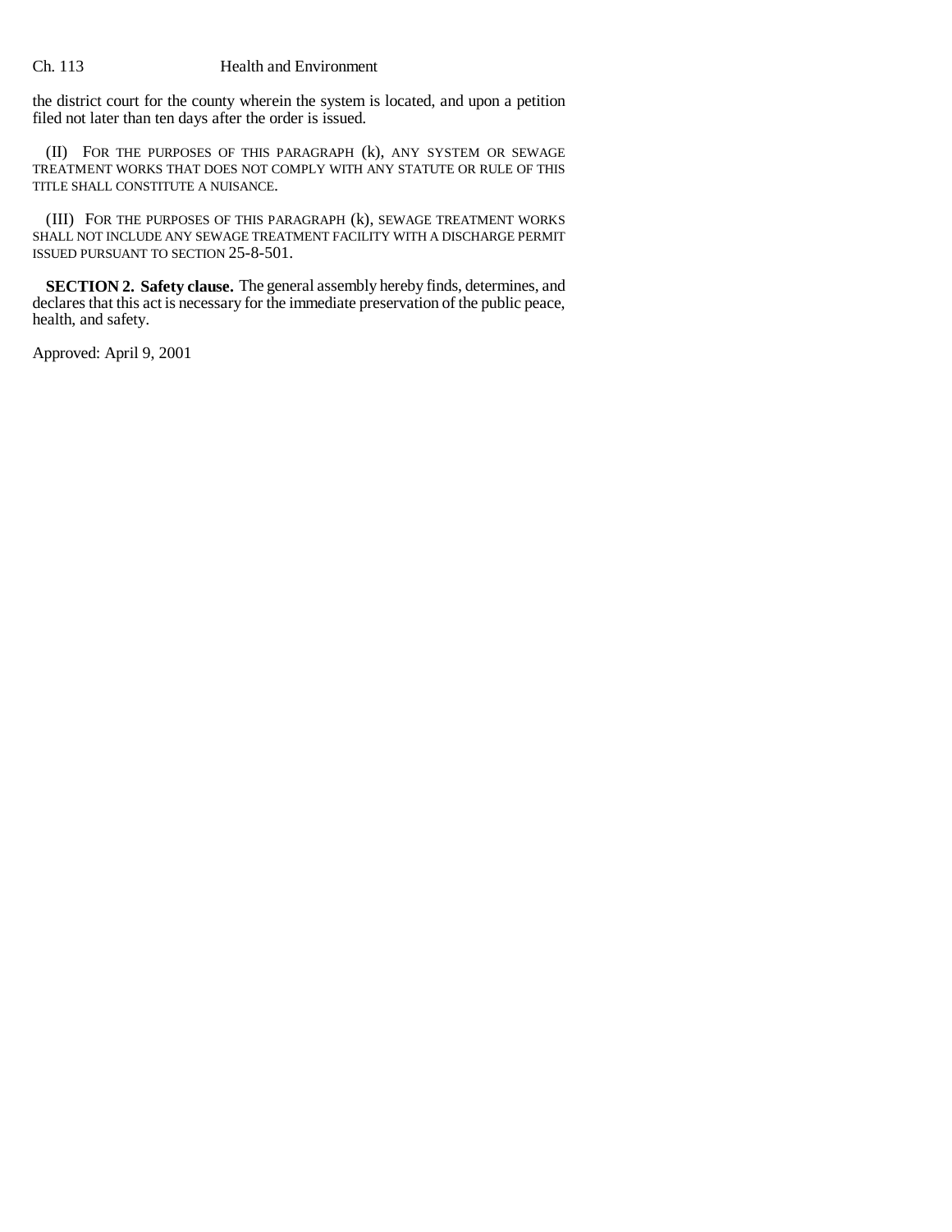the district court for the county wherein the system is located, and upon a petition filed not later than ten days after the order is issued.

(II) FOR THE PURPOSES OF THIS PARAGRAPH (k), ANY SYSTEM OR SEWAGE TREATMENT WORKS THAT DOES NOT COMPLY WITH ANY STATUTE OR RULE OF THIS TITLE SHALL CONSTITUTE A NUISANCE.

(III) FOR THE PURPOSES OF THIS PARAGRAPH (k), SEWAGE TREATMENT WORKS SHALL NOT INCLUDE ANY SEWAGE TREATMENT FACILITY WITH A DISCHARGE PERMIT ISSUED PURSUANT TO SECTION 25-8-501.

**SECTION 2. Safety clause.** The general assembly hereby finds, determines, and declares that this act is necessary for the immediate preservation of the public peace, health, and safety.

Approved: April 9, 2001